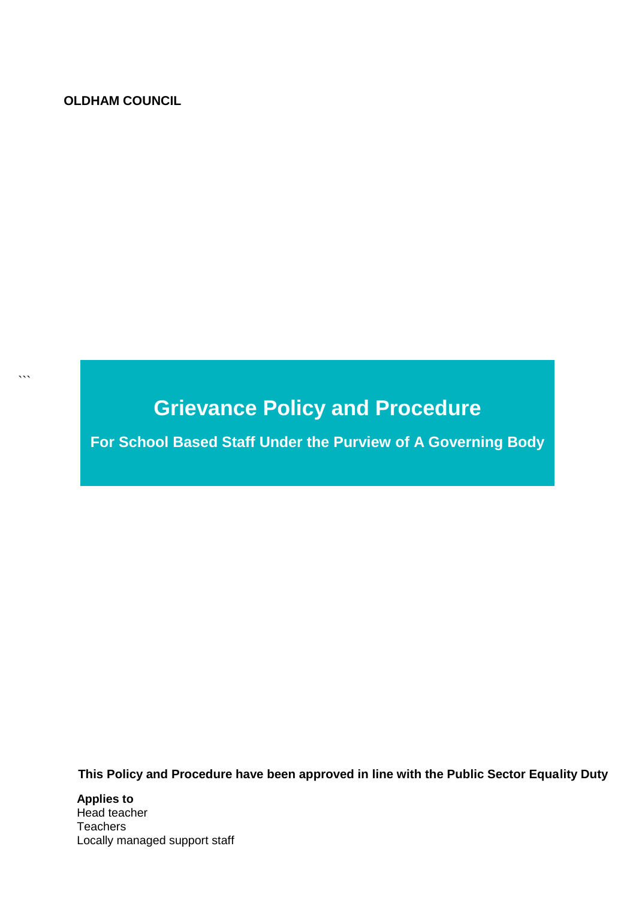**OLDHAM COUNCIL**

```
```

# Grievance Policy and Procedure

## For School Based Staff Under the Purview of A Governing Body

**This Policy and Procedure have been approved in line with the Public Sector Equality Duty**

**Applies to**
Head teacher
Teachers
Locally managed support staff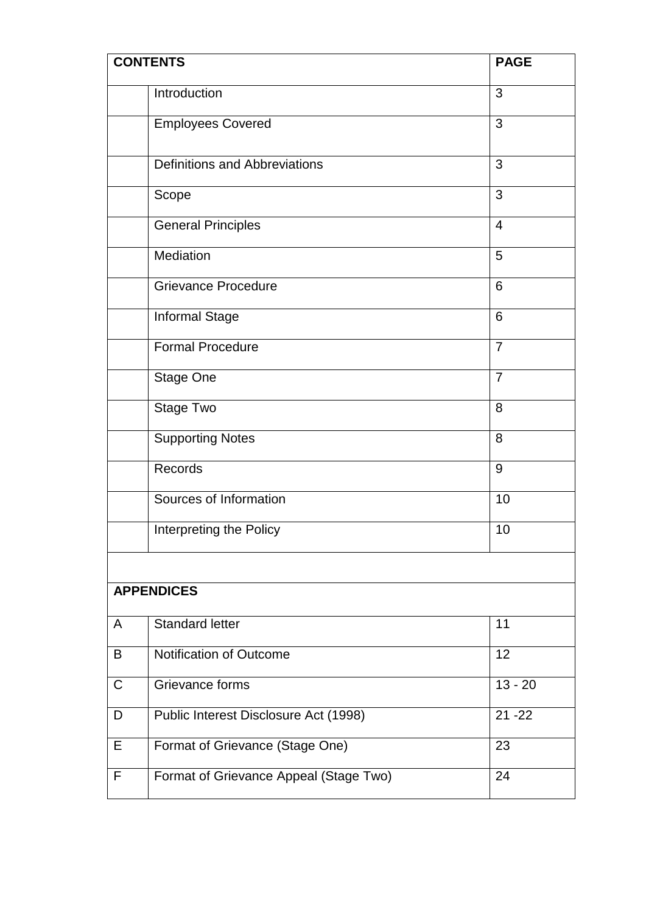| CONTENTS | | PAGE |
|---|---|---|
| | Introduction | 3 |
| | Employees Covered | 3 |
| | Definitions and Abbreviations | 3 |
| | Scope | 3 |
| | General Principles | 4 |
| | Mediation | 5 |
| | Grievance Procedure | 6 |
| | Informal Stage | 6 |
| | Formal Procedure | 7 |
| | Stage One | 7 |
| | Stage Two | 8 |
| | Supporting Notes | 8 |
| | Records | 9 |
| | Sources of Information | 10 |
| | Interpreting the Policy | 10 |
| | | |
| **APPENDICES** | | |
| A | Standard letter | 11 |
| B | Notification of Outcome | 12 |
| C | Grievance forms | 13 - 20 |
| D | Public Interest Disclosure Act (1998) | 21 -22 |
| E | Format of Grievance (Stage One) | 23 |
| F | Format of Grievance Appeal (Stage Two) | 24 |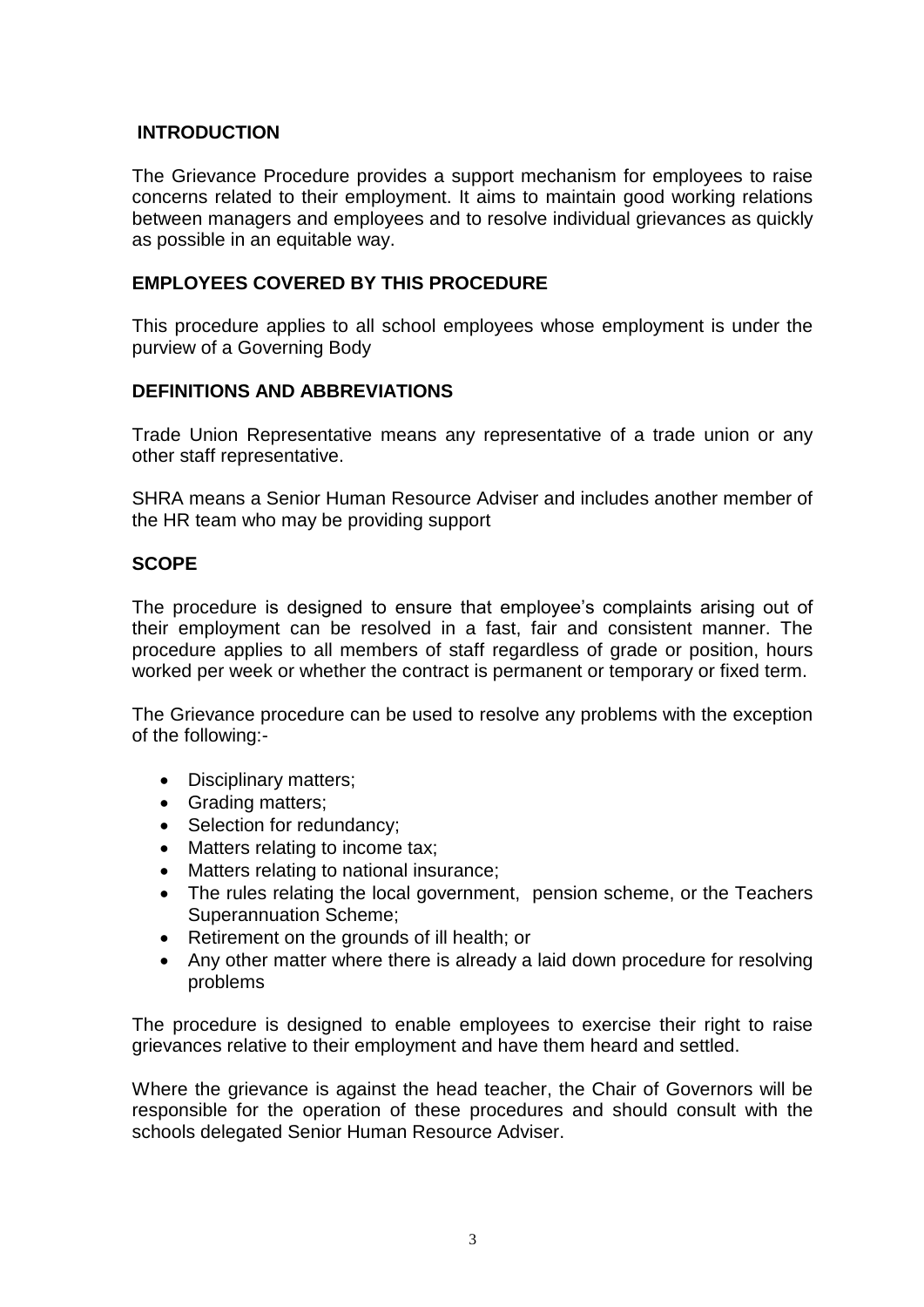## INTRODUCTION

The Grievance Procedure provides a support mechanism for employees to raise concerns related to their employment. It aims to maintain good working relations between managers and employees and to resolve individual grievances as quickly as possible in an equitable way.

## EMPLOYEES COVERED BY THIS PROCEDURE

This procedure applies to all school employees whose employment is under the purview of a Governing Body

## DEFINITIONS AND ABBREVIATIONS

Trade Union Representative means any representative of a trade union or any other staff representative.

SHRA means a Senior Human Resource Adviser and includes another member of the HR team who may be providing support

## SCOPE

The procedure is designed to ensure that employee's complaints arising out of their employment can be resolved in a fast, fair and consistent manner. The procedure applies to all members of staff regardless of grade or position, hours worked per week or whether the contract is permanent or temporary or fixed term.

The Grievance procedure can be used to resolve any problems with the exception of the following:-

- Disciplinary matters;
- Grading matters;
- Selection for redundancy;
- Matters relating to income tax;
- Matters relating to national insurance;
- The rules relating the local government, pension scheme, or the Teachers Superannuation Scheme;
- Retirement on the grounds of ill health; or
- Any other matter where there is already a laid down procedure for resolving problems

The procedure is designed to enable employees to exercise their right to raise grievances relative to their employment and have them heard and settled.

Where the grievance is against the head teacher, the Chair of Governors will be responsible for the operation of these procedures and should consult with the schools delegated Senior Human Resource Adviser.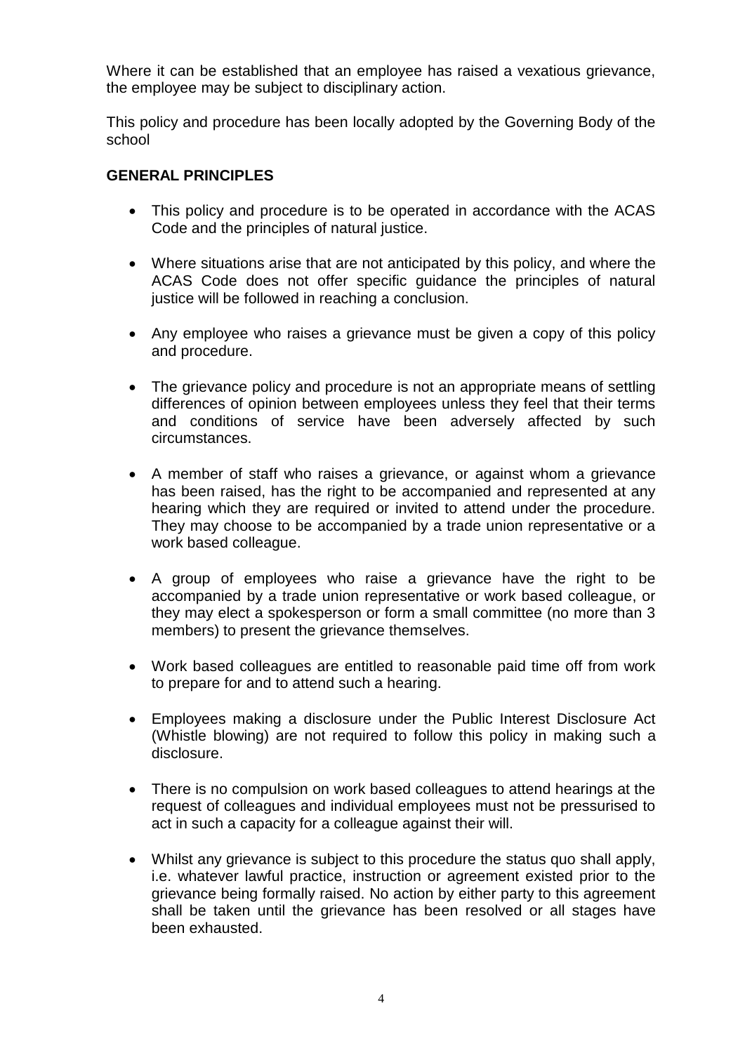Where it can be established that an employee has raised a vexatious grievance, the employee may be subject to disciplinary action.

This policy and procedure has been locally adopted by the Governing Body of the school

## GENERAL PRINCIPLES

- This policy and procedure is to be operated in accordance with the ACAS Code and the principles of natural justice.
- Where situations arise that are not anticipated by this policy, and where the ACAS Code does not offer specific guidance the principles of natural justice will be followed in reaching a conclusion.
- Any employee who raises a grievance must be given a copy of this policy and procedure.
- The grievance policy and procedure is not an appropriate means of settling differences of opinion between employees unless they feel that their terms and conditions of service have been adversely affected by such circumstances.
- A member of staff who raises a grievance, or against whom a grievance has been raised, has the right to be accompanied and represented at any hearing which they are required or invited to attend under the procedure. They may choose to be accompanied by a trade union representative or a work based colleague.
- A group of employees who raise a grievance have the right to be accompanied by a trade union representative or work based colleague, or they may elect a spokesperson or form a small committee (no more than 3 members) to present the grievance themselves.
- Work based colleagues are entitled to reasonable paid time off from work to prepare for and to attend such a hearing.
- Employees making a disclosure under the Public Interest Disclosure Act (Whistle blowing) are not required to follow this policy in making such a disclosure.
- There is no compulsion on work based colleagues to attend hearings at the request of colleagues and individual employees must not be pressurised to act in such a capacity for a colleague against their will.
- Whilst any grievance is subject to this procedure the status quo shall apply, i.e. whatever lawful practice, instruction or agreement existed prior to the grievance being formally raised. No action by either party to this agreement shall be taken until the grievance has been resolved or all stages have been exhausted.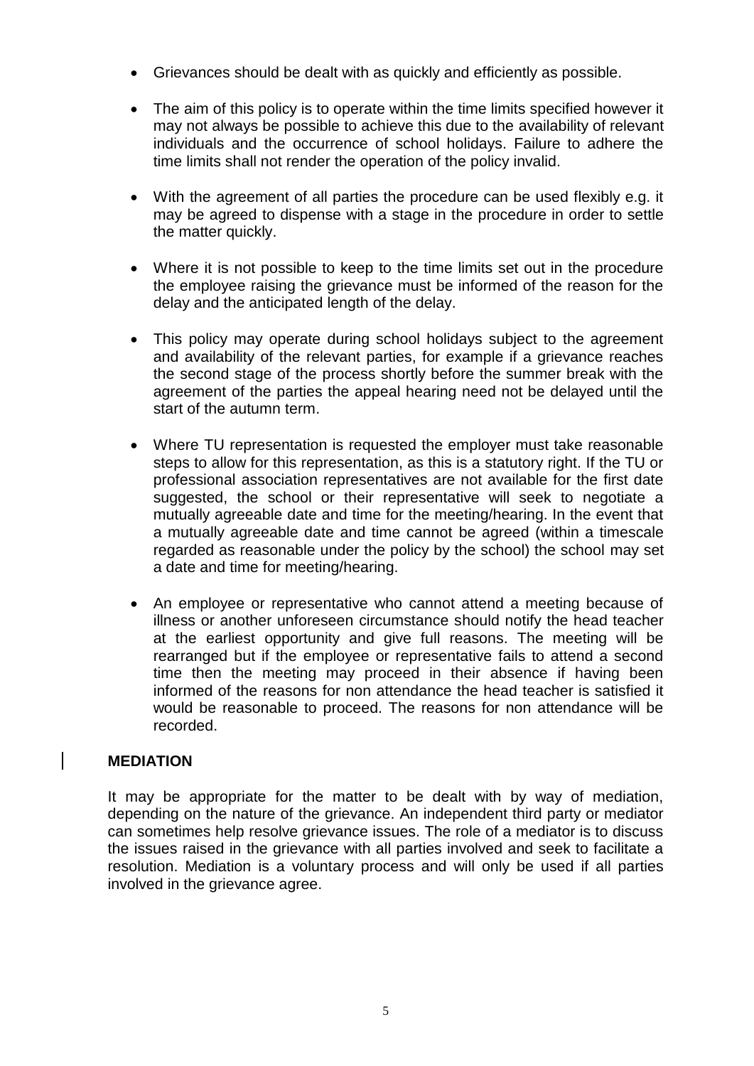- Grievances should be dealt with as quickly and efficiently as possible.

- The aim of this policy is to operate within the time limits specified however it may not always be possible to achieve this due to the availability of relevant individuals and the occurrence of school holidays. Failure to adhere the time limits shall not render the operation of the policy invalid.

- With the agreement of all parties the procedure can be used flexibly e.g. it may be agreed to dispense with a stage in the procedure in order to settle the matter quickly.

- Where it is not possible to keep to the time limits set out in the procedure the employee raising the grievance must be informed of the reason for the delay and the anticipated length of the delay.

- This policy may operate during school holidays subject to the agreement and availability of the relevant parties, for example if a grievance reaches the second stage of the process shortly before the summer break with the agreement of the parties the appeal hearing need not be delayed until the start of the autumn term.

- Where TU representation is requested the employer must take reasonable steps to allow for this representation, as this is a statutory right. If the TU or professional association representatives are not available for the first date suggested, the school or their representative will seek to negotiate a mutually agreeable date and time for the meeting/hearing. In the event that a mutually agreeable date and time cannot be agreed (within a timescale regarded as reasonable under the policy by the school) the school may set a date and time for meeting/hearing.

- An employee or representative who cannot attend a meeting because of illness or another unforeseen circumstance should notify the head teacher at the earliest opportunity and give full reasons. The meeting will be rearranged but if the employee or representative fails to attend a second time then the meeting may proceed in their absence if having been informed of the reasons for non attendance the head teacher is satisfied it would be reasonable to proceed. The reasons for non attendance will be recorded.

**MEDIATION**

It may be appropriate for the matter to be dealt with by way of mediation, depending on the nature of the grievance. An independent third party or mediator can sometimes help resolve grievance issues. The role of a mediator is to discuss the issues raised in the grievance with all parties involved and seek to facilitate a resolution. Mediation is a voluntary process and will only be used if all parties involved in the grievance agree.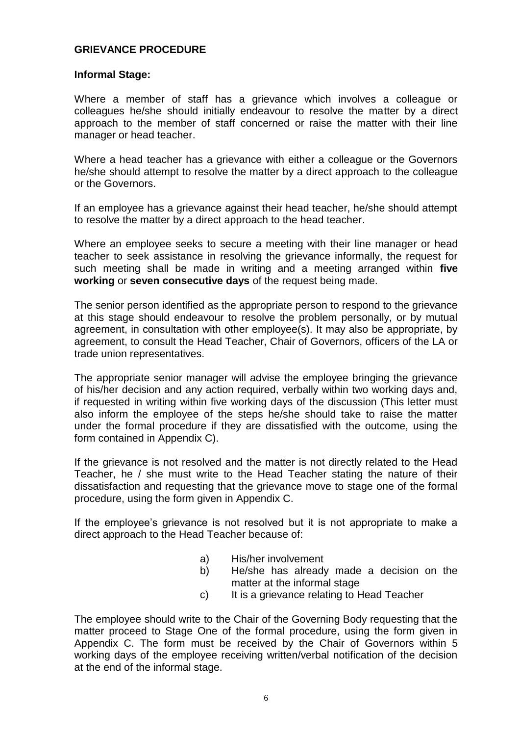## GRIEVANCE PROCEDURE

### Informal Stage:

Where a member of staff has a grievance which involves a colleague or colleagues he/she should initially endeavour to resolve the matter by a direct approach to the member of staff concerned or raise the matter with their line manager or head teacher.

Where a head teacher has a grievance with either a colleague or the Governors he/she should attempt to resolve the matter by a direct approach to the colleague or the Governors.

If an employee has a grievance against their head teacher, he/she should attempt to resolve the matter by a direct approach to the head teacher.

Where an employee seeks to secure a meeting with their line manager or head teacher to seek assistance in resolving the grievance informally, the request for such meeting shall be made in writing and a meeting arranged within **five working** or **seven consecutive days** of the request being made.

The senior person identified as the appropriate person to respond to the grievance at this stage should endeavour to resolve the problem personally, or by mutual agreement, in consultation with other employee(s). It may also be appropriate, by agreement, to consult the Head Teacher, Chair of Governors, officers of the LA or trade union representatives.

The appropriate senior manager will advise the employee bringing the grievance of his/her decision and any action required, verbally within two working days and, if requested in writing within five working days of the discussion (This letter must also inform the employee of the steps he/she should take to raise the matter under the formal procedure if they are dissatisfied with the outcome, using the form contained in Appendix C).

If the grievance is not resolved and the matter is not directly related to the Head Teacher, he / she must write to the Head Teacher stating the nature of their dissatisfaction and requesting that the grievance move to stage one of the formal procedure, using the form given in Appendix C.

If the employee's grievance is not resolved but it is not appropriate to make a direct approach to the Head Teacher because of:

a) His/her involvement
b) He/she has already made a decision on the matter at the informal stage
c) It is a grievance relating to Head Teacher

The employee should write to the Chair of the Governing Body requesting that the matter proceed to Stage One of the formal procedure, using the form given in Appendix C. The form must be received by the Chair of Governors within 5 working days of the employee receiving written/verbal notification of the decision at the end of the informal stage.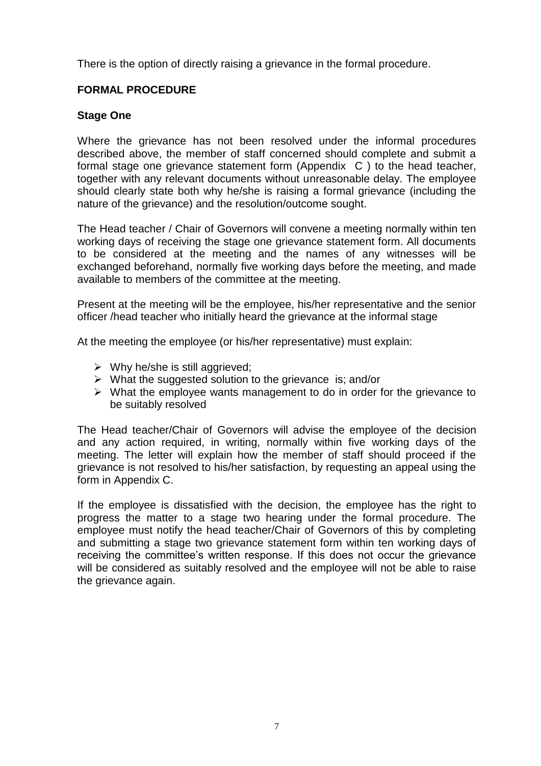There is the option of directly raising a grievance in the formal procedure.

**FORMAL PROCEDURE**

**Stage One**

Where the grievance has not been resolved under the informal procedures described above, the member of staff concerned should complete and submit a formal stage one grievance statement form (Appendix C ) to the head teacher, together with any relevant documents without unreasonable delay. The employee should clearly state both why he/she is raising a formal grievance (including the nature of the grievance) and the resolution/outcome sought.

The Head teacher / Chair of Governors will convene a meeting normally within ten working days of receiving the stage one grievance statement form. All documents to be considered at the meeting and the names of any witnesses will be exchanged beforehand, normally five working days before the meeting, and made available to members of the committee at the meeting.

Present at the meeting will be the employee, his/her representative and the senior officer /head teacher who initially heard the grievance at the informal stage

At the meeting the employee (or his/her representative) must explain:

- Why he/she is still aggrieved;
- What the suggested solution to the grievance is; and/or
- What the employee wants management to do in order for the grievance to be suitably resolved

The Head teacher/Chair of Governors will advise the employee of the decision and any action required, in writing, normally within five working days of the meeting. The letter will explain how the member of staff should proceed if the grievance is not resolved to his/her satisfaction, by requesting an appeal using the form in Appendix C.

If the employee is dissatisfied with the decision, the employee has the right to progress the matter to a stage two hearing under the formal procedure. The employee must notify the head teacher/Chair of Governors of this by completing and submitting a stage two grievance statement form within ten working days of receiving the committee's written response. If this does not occur the grievance will be considered as suitably resolved and the employee will not be able to raise the grievance again.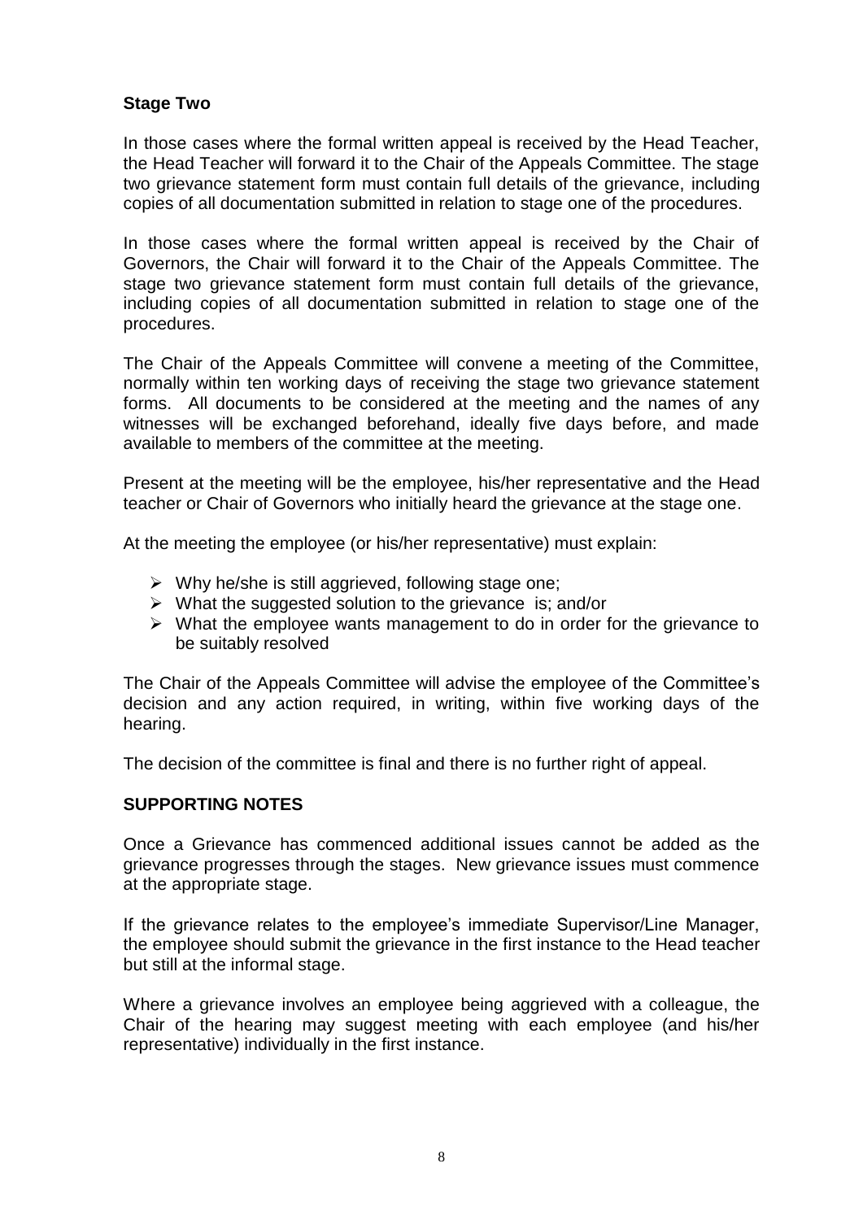### Stage Two

In those cases where the formal written appeal is received by the Head Teacher, the Head Teacher will forward it to the Chair of the Appeals Committee. The stage two grievance statement form must contain full details of the grievance, including copies of all documentation submitted in relation to stage one of the procedures.

In those cases where the formal written appeal is received by the Chair of Governors, the Chair will forward it to the Chair of the Appeals Committee. The stage two grievance statement form must contain full details of the grievance, including copies of all documentation submitted in relation to stage one of the procedures.

The Chair of the Appeals Committee will convene a meeting of the Committee, normally within ten working days of receiving the stage two grievance statement forms. All documents to be considered at the meeting and the names of any witnesses will be exchanged beforehand, ideally five days before, and made available to members of the committee at the meeting.

Present at the meeting will be the employee, his/her representative and the Head teacher or Chair of Governors who initially heard the grievance at the stage one.

At the meeting the employee (or his/her representative) must explain:

- Why he/she is still aggrieved, following stage one;
- What the suggested solution to the grievance is; and/or
- What the employee wants management to do in order for the grievance to be suitably resolved

The Chair of the Appeals Committee will advise the employee of the Committee's decision and any action required, in writing, within five working days of the hearing.

The decision of the committee is final and there is no further right of appeal.

### SUPPORTING NOTES

Once a Grievance has commenced additional issues cannot be added as the grievance progresses through the stages. New grievance issues must commence at the appropriate stage.

If the grievance relates to the employee's immediate Supervisor/Line Manager, the employee should submit the grievance in the first instance to the Head teacher but still at the informal stage.

Where a grievance involves an employee being aggrieved with a colleague, the Chair of the hearing may suggest meeting with each employee (and his/her representative) individually in the first instance.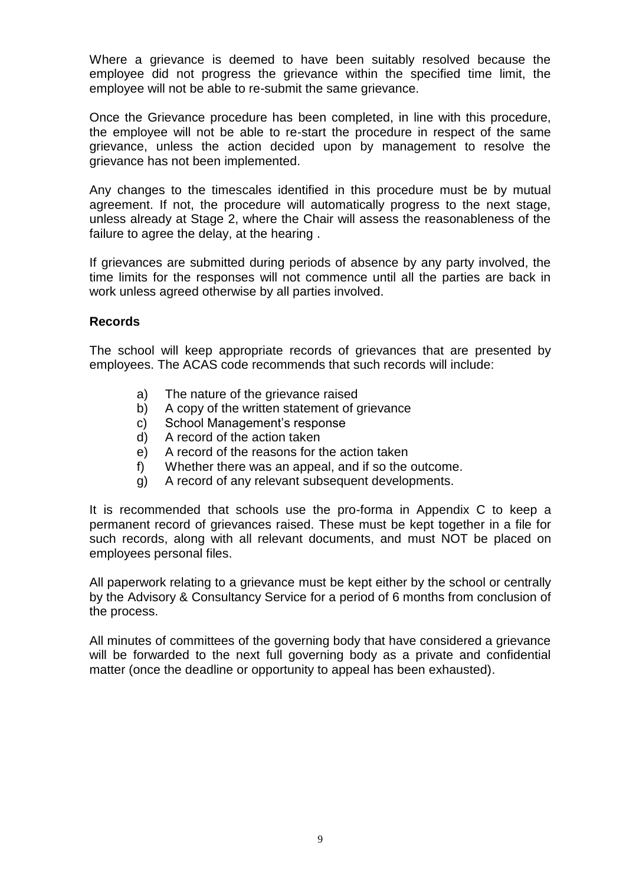Where a grievance is deemed to have been suitably resolved because the employee did not progress the grievance within the specified time limit, the employee will not be able to re-submit the same grievance.

Once the Grievance procedure has been completed, in line with this procedure, the employee will not be able to re-start the procedure in respect of the same grievance, unless the action decided upon by management to resolve the grievance has not been implemented.

Any changes to the timescales identified in this procedure must be by mutual agreement. If not, the procedure will automatically progress to the next stage, unless already at Stage 2, where the Chair will assess the reasonableness of the failure to agree the delay, at the hearing .

If grievances are submitted during periods of absence by any party involved, the time limits for the responses will not commence until all the parties are back in work unless agreed otherwise by all parties involved.

**Records**

The school will keep appropriate records of grievances that are presented by employees. The ACAS code recommends that such records will include:

a) The nature of the grievance raised
b) A copy of the written statement of grievance
c) School Management's response
d) A record of the action taken
e) A record of the reasons for the action taken
f) Whether there was an appeal, and if so the outcome.
g) A record of any relevant subsequent developments.

It is recommended that schools use the pro-forma in Appendix C to keep a permanent record of grievances raised. These must be kept together in a file for such records, along with all relevant documents, and must NOT be placed on employees personal files.

All paperwork relating to a grievance must be kept either by the school or centrally by the Advisory & Consultancy Service for a period of 6 months from conclusion of the process.

All minutes of committees of the governing body that have considered a grievance will be forwarded to the next full governing body as a private and confidential matter (once the deadline or opportunity to appeal has been exhausted).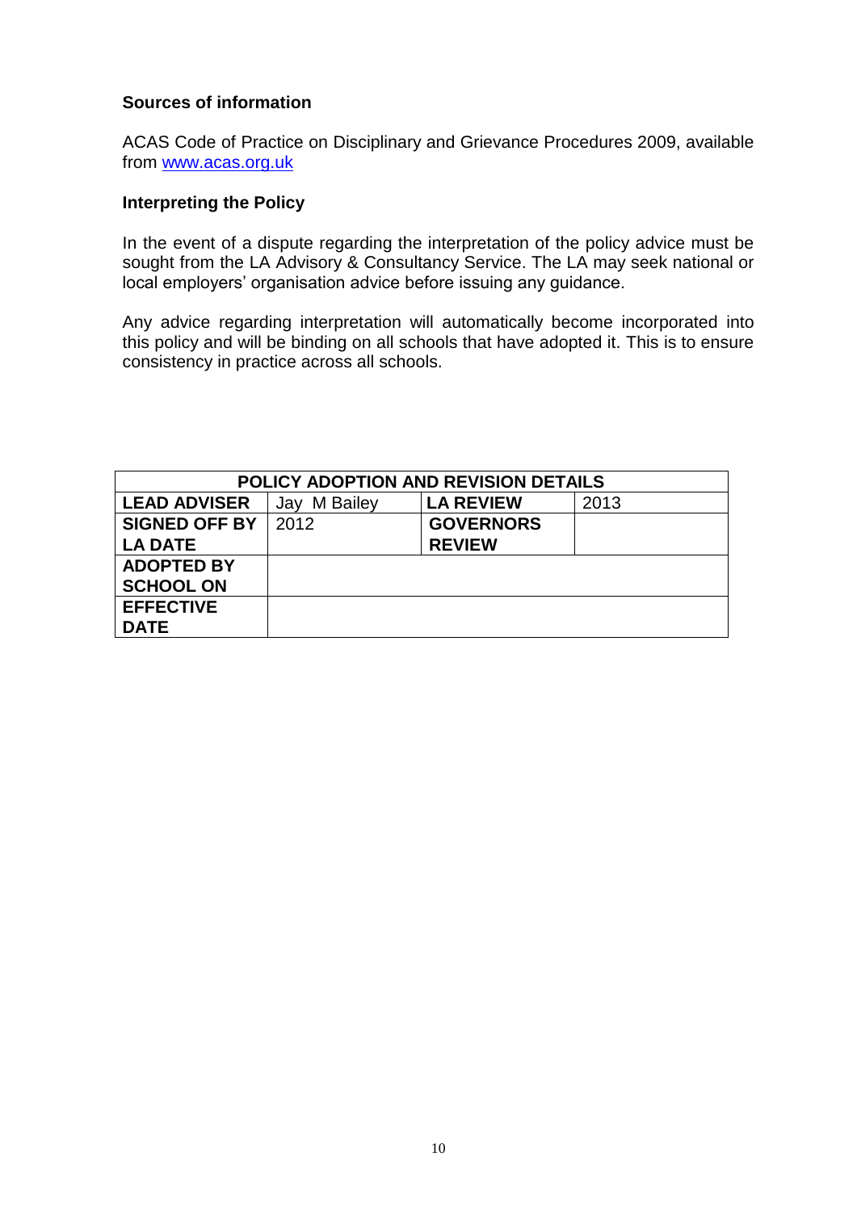**Sources of information**

ACAS Code of Practice on Disciplinary and Grievance Procedures 2009, available from [www.acas.org.uk](www.acas.org.uk)

**Interpreting the Policy**

In the event of a dispute regarding the interpretation of the policy advice must be sought from the LA Advisory & Consultancy Service. The LA may seek national or local employers' organisation advice before issuing any guidance.

Any advice regarding interpretation will automatically become incorporated into this policy and will be binding on all schools that have adopted it. This is to ensure consistency in practice across all schools.

| **POLICY ADOPTION AND REVISION DETAILS** | | | |
|---|---|---|---|
| **LEAD ADVISER** | Jay M Bailey | **LA REVIEW** | 2013 |
| **SIGNED OFF BY LA DATE** | 2012 | **GOVERNORS REVIEW** | |
| **ADOPTED BY SCHOOL ON** | | | |
| **EFFECTIVE DATE** | | | |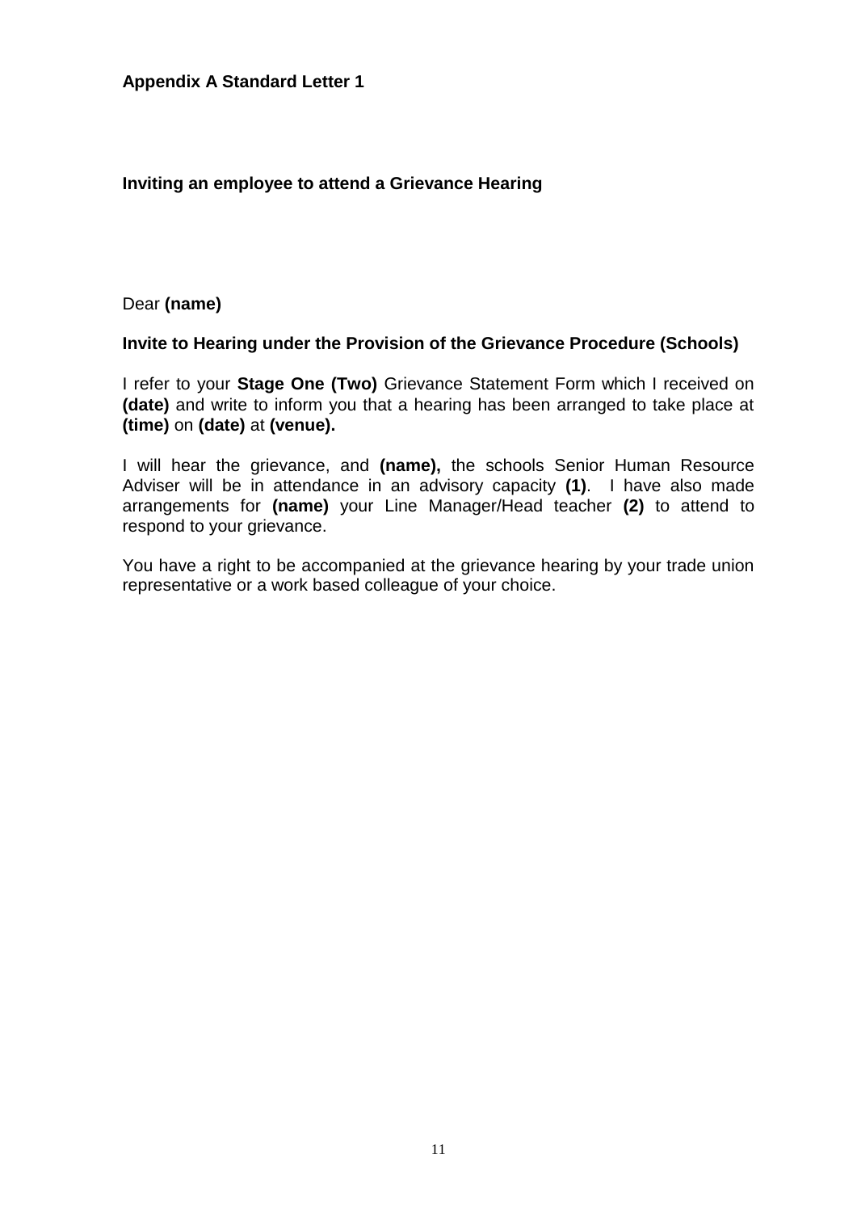**Appendix A Standard Letter 1**

**Inviting an employee to attend a Grievance Hearing**

Dear **(name)**

**Invite to Hearing under the Provision of the Grievance Procedure (Schools)**

I refer to your **Stage One (Two)** Grievance Statement Form which I received on **(date)** and write to inform you that a hearing has been arranged to take place at **(time)** on **(date)** at **(venue).**

I will hear the grievance, and **(name),** the schools Senior Human Resource Adviser will be in attendance in an advisory capacity **(1)**. I have also made arrangements for **(name)** your Line Manager/Head teacher **(2)** to attend to respond to your grievance.

You have a right to be accompanied at the grievance hearing by your trade union representative or a work based colleague of your choice.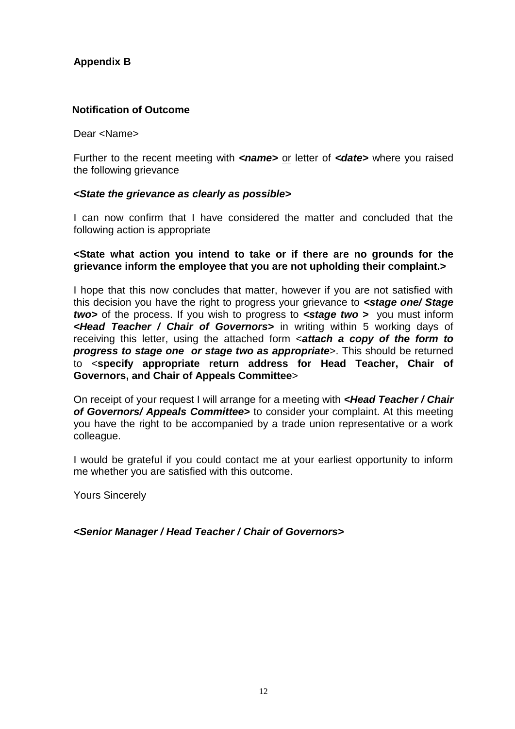**Appendix B**

**Notification of Outcome**

Dear <Name>

Further to the recent meeting with ***<name>*** or letter of ***<date>*** where you raised the following grievance

***<State the grievance as clearly as possible>***

I can now confirm that I have considered the matter and concluded that the following action is appropriate

**<State what action you intend to take or if there are no grounds for the grievance inform the employee that you are not upholding their complaint.>**

I hope that this now concludes that matter, however if you are not satisfied with this decision you have the right to progress your grievance to ***<stage one/ Stage two>*** of the process. If you wish to progress to ***<stage two >*** you must inform ***<Head Teacher / Chair of Governors>*** in writing within 5 working days of receiving this letter, using the attached form <***attach a copy of the form to progress to stage one or stage two as appropriate***>. This should be returned to <**specify appropriate return address for Head Teacher, Chair of Governors, and Chair of Appeals Committee**>

On receipt of your request I will arrange for a meeting with ***<Head Teacher / Chair of Governors/ Appeals Committee>*** to consider your complaint. At this meeting you have the right to be accompanied by a trade union representative or a work colleague.

I would be grateful if you could contact me at your earliest opportunity to inform me whether you are satisfied with this outcome.

Yours Sincerely

***<Senior Manager / Head Teacher / Chair of Governors>***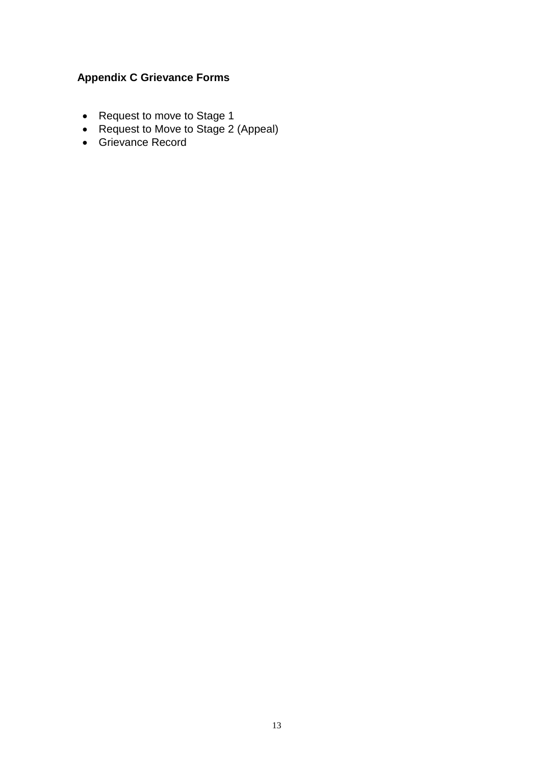### Appendix C Grievance Forms

- Request to move to Stage 1
- Request to Move to Stage 2 (Appeal)
- Grievance Record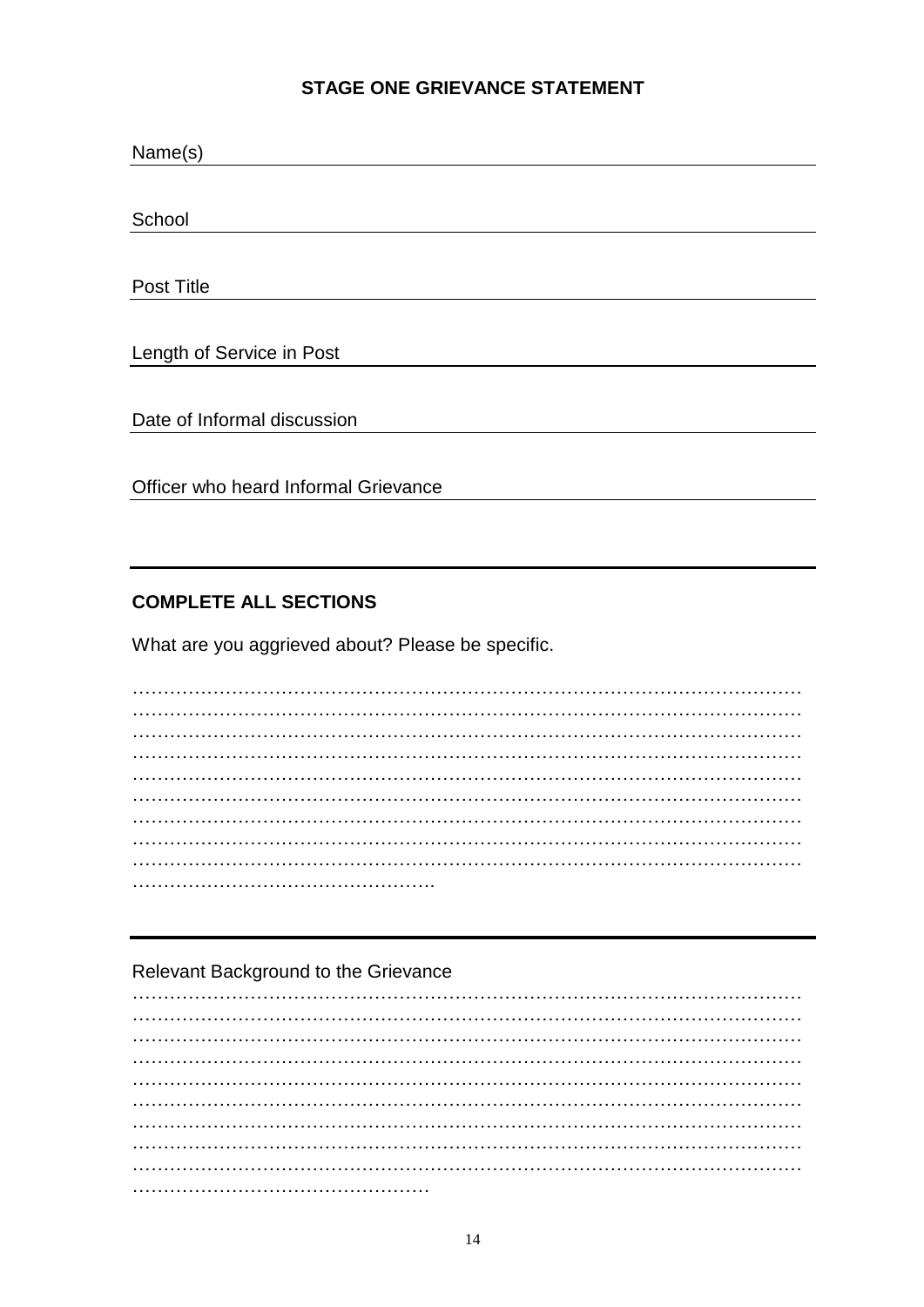## STAGE ONE GRIEVANCE STATEMENT

Name(s) \_\_\_\_\_\_\_\_\_\_\_\_\_\_\_\_\_\_\_\_\_\_\_\_\_\_\_\_\_\_\_\_\_\_\_\_\_\_\_\_

School \_\_\_\_\_\_\_\_\_\_\_\_\_\_\_\_\_\_\_\_\_\_\_\_\_\_\_\_\_\_\_\_\_\_\_\_\_\_\_\_

Post Title \_\_\_\_\_\_\_\_\_\_\_\_\_\_\_\_\_\_\_\_\_\_\_\_\_\_\_\_\_\_\_\_\_\_\_\_\_\_\_\_

Length of Service in Post \_\_\_\_\_\_\_\_\_\_\_\_\_\_\_\_\_\_\_\_\_\_\_\_\_\_\_\_\_\_

Date of Informal discussion \_\_\_\_\_\_\_\_\_\_\_\_\_\_\_\_\_\_\_\_\_\_\_\_\_\_\_\_

Officer who heard Informal Grievance \_\_\_\_\_\_\_\_\_\_\_\_\_\_\_\_\_\_\_\_\_\_

---

**COMPLETE ALL SECTIONS**

What are you aggrieved about? Please be specific.

…………………………………………………………………………………………………
…………………………………………………………………………………………………
…………………………………………………………………………………………………
…………………………………………………………………………………………………
…………………………………………………………………………………………………
…………………………………………………………………………………………………
…………………………………………………………………………………………………
…………………………………………………………………………………………………
…………………………………………………………………………………………………
…………………………………………..

---

Relevant Background to the Grievance

…………………………………………………………………………………………………
…………………………………………………………………………………………………
…………………………………………………………………………………………………
…………………………………………………………………………………………………
…………………………………………………………………………………………………
…………………………………………………………………………………………………
…………………………………………………………………………………………………
…………………………………………………………………………………………………
…………………………………………………………………………………………………
…………………………………………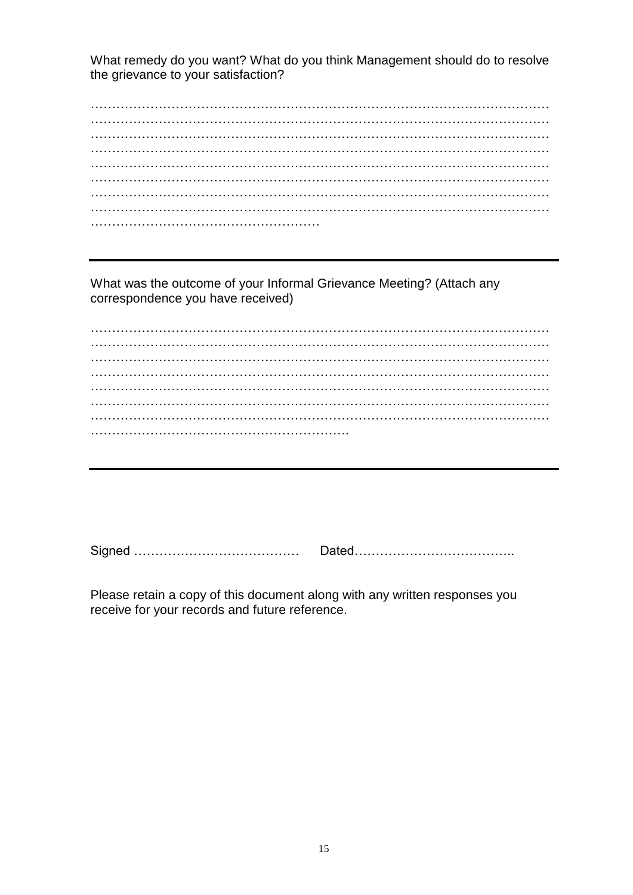What remedy do you want? What do you think Management should do to resolve the grievance to your satisfaction?

…………………………………………………………………………………………………
…………………………………………………………………………………………………
…………………………………………………………………………………………………
…………………………………………………………………………………………………
…………………………………………………………………………………………………
…………………………………………………………………………………………………
…………………………………………………………………………………………………
…………………………………………………………………………………………………
………………………………………………

---

What was the outcome of your Informal Grievance Meeting? (Attach any correspondence you have received)

…………………………………………………………………………………………………
…………………………………………………………………………………………………
…………………………………………………………………………………………………
…………………………………………………………………………………………………
…………………………………………………………………………………………………
…………………………………………………………………………………………………
…………………………………………………………………………………………………
…………………………………………………….

---

Signed …………………………………     Dated………………………………..

Please retain a copy of this document along with any written responses you receive for your records and future reference.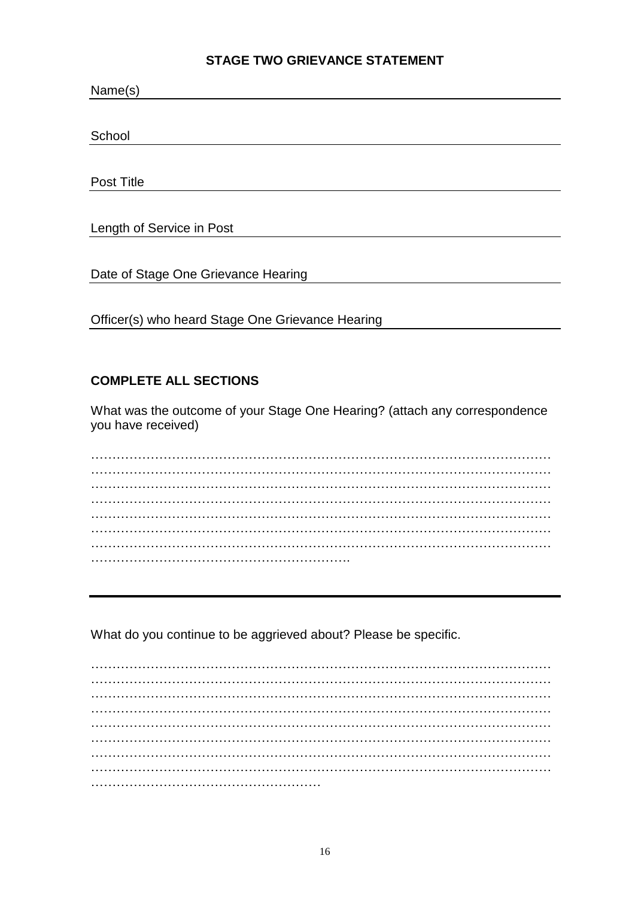### STAGE TWO GRIEVANCE STATEMENT

Name(s) ______________________________________________

School ______________________________________________

Post Title ______________________________________________

Length of Service in Post ______________________________________________

Date of Stage One Grievance Hearing ______________________________________________

Officer(s) who heard Stage One Grievance Hearing ______________________________________________

**COMPLETE ALL SECTIONS**

What was the outcome of your Stage One Hearing? (attach any correspondence you have received)

……………………………………………………………………………………………………
……………………………………………………………………………………………………
……………………………………………………………………………………………………
……………………………………………………………………………………………………
……………………………………………………………………………………………………
……………………………………………………………………………………………………
……………………………………………………………………………………………………
…………………………………………………….

---

What do you continue to be aggrieved about? Please be specific.

……………………………………………………………………………………………………
……………………………………………………………………………………………………
……………………………………………………………………………………………………
……………………………………………………………………………………………………
……………………………………………………………………………………………………
……………………………………………………………………………………………………
……………………………………………………………………………………………………
……………………………………………………………………………………………………
………………………………………………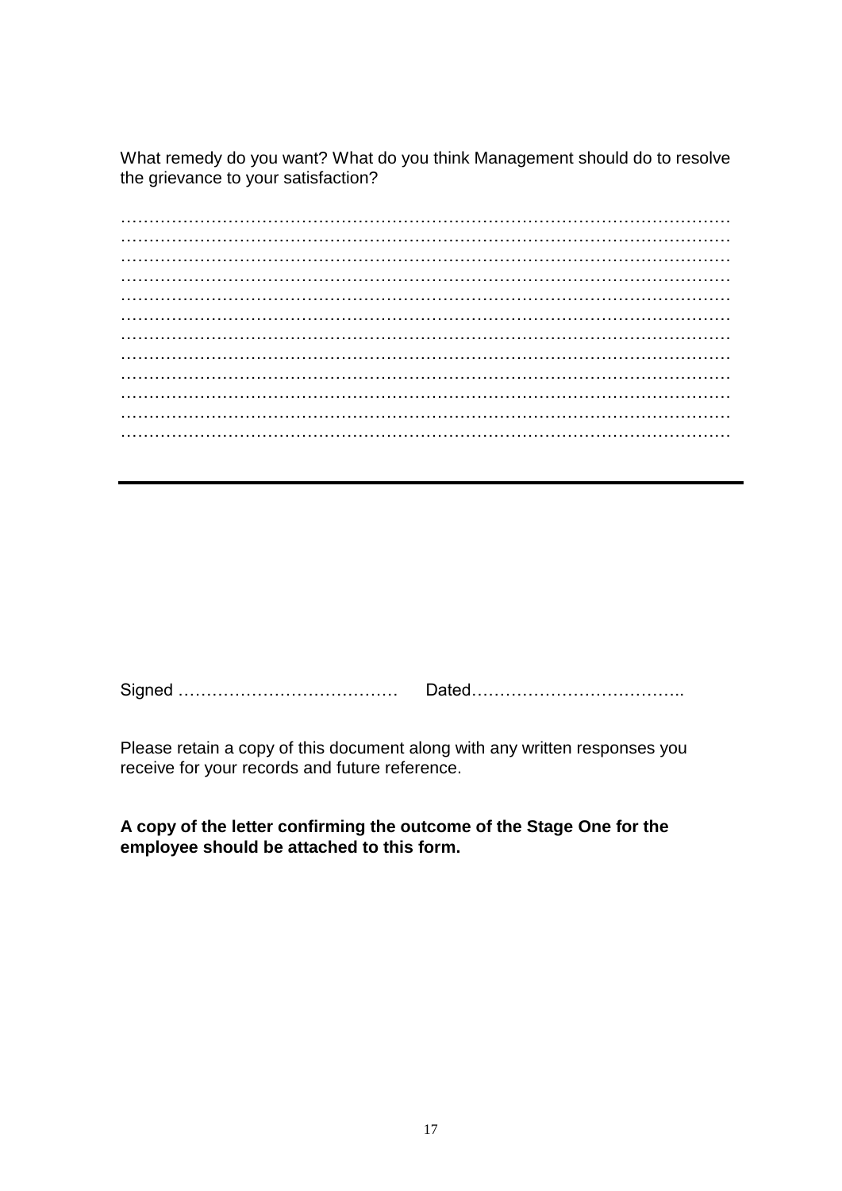What remedy do you want? What do you think Management should do to resolve the grievance to your satisfaction?

……………………………………………………………………………………………
……………………………………………………………………………………………
……………………………………………………………………………………………
……………………………………………………………………………………………
……………………………………………………………………………………………
……………………………………………………………………………………………
……………………………………………………………………………………………
……………………………………………………………………………………………
……………………………………………………………………………………………
……………………………………………………………………………………………
……………………………………………………………………………………………
……………………………………………………………………………………………

---

Signed …………………………………  Dated………………………………..

Please retain a copy of this document along with any written responses you receive for your records and future reference.

**A copy of the letter confirming the outcome of the Stage One for the employee should be attached to this form.**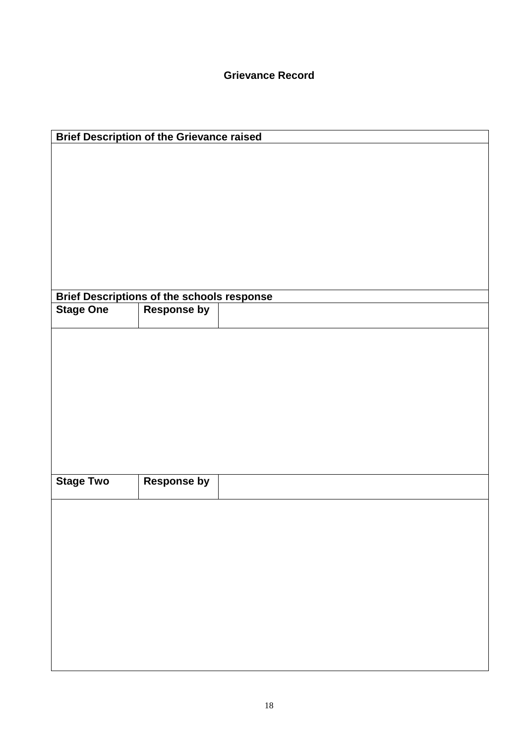## Grievance Record

| Brief Description of the Grievance raised | | |
|---|---|---|
| | | |
| **Brief Descriptions of the schools response** | | |
| **Stage One** | **Response by** | |
| | | |
| **Stage Two** | **Response by** | |
| | | |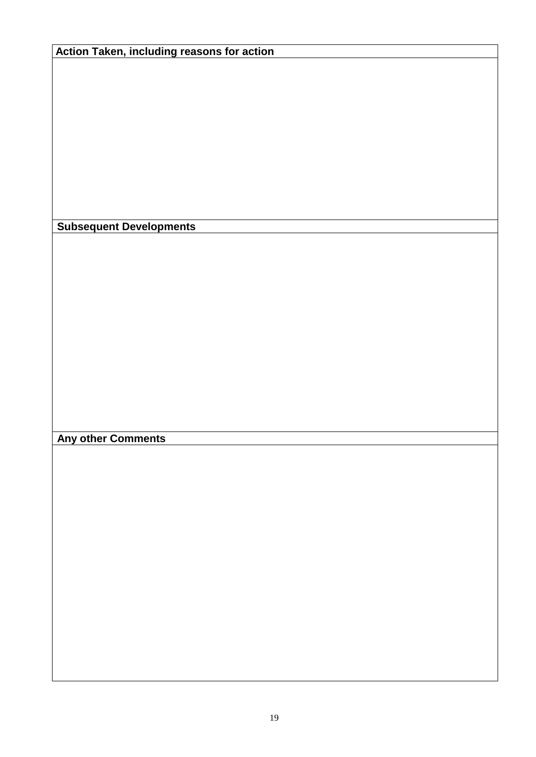| Action Taken, including reasons for action |
| --- |
| |

| Subsequent Developments |
| --- |
| |

| Any other Comments |
| --- |
| |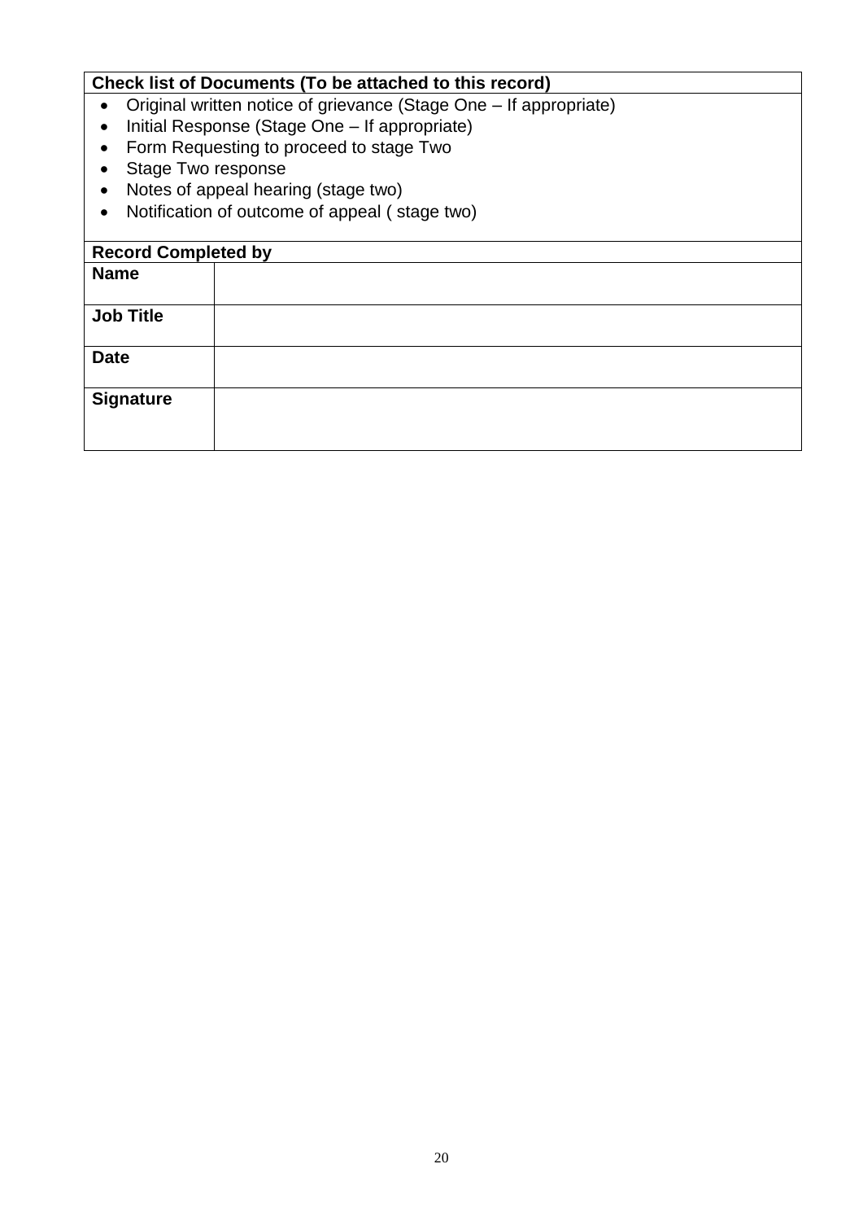| **Check list of Documents (To be attached to this record)** |
| --- |
| • Original written notice of grievance (Stage One – If appropriate)<br>• Initial Response (Stage One – If appropriate)<br>• Form Requesting to proceed to stage Two<br>• Stage Two response<br>• Notes of appeal hearing (stage two)<br>• Notification of outcome of appeal ( stage two) |

| **Record Completed by** | |
| --- | --- |
| **Name** | |
| **Job Title** | |
| **Date** | |
| **Signature** | |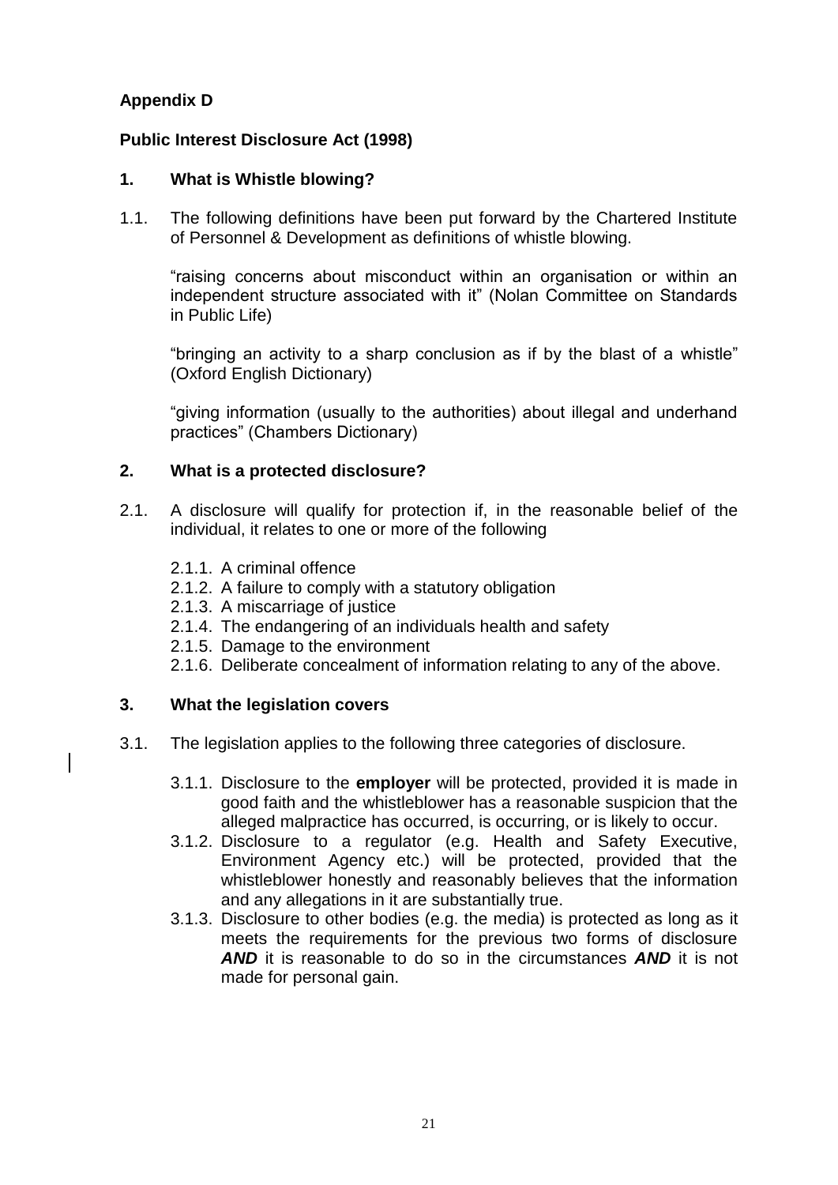**Appendix D**

**Public Interest Disclosure Act (1998)**

## 1. What is Whistle blowing?

1.1. The following definitions have been put forward by the Chartered Institute of Personnel & Development as definitions of whistle blowing.

"raising concerns about misconduct within an organisation or within an independent structure associated with it" (Nolan Committee on Standards in Public Life)

"bringing an activity to a sharp conclusion as if by the blast of a whistle" (Oxford English Dictionary)

"giving information (usually to the authorities) about illegal and underhand practices" (Chambers Dictionary)

## 2. What is a protected disclosure?

2.1. A disclosure will qualify for protection if, in the reasonable belief of the individual, it relates to one or more of the following

- 2.1.1. A criminal offence
- 2.1.2. A failure to comply with a statutory obligation
- 2.1.3. A miscarriage of justice
- 2.1.4. The endangering of an individuals health and safety
- 2.1.5. Damage to the environment
- 2.1.6. Deliberate concealment of information relating to any of the above.

## 3. What the legislation covers

3.1. The legislation applies to the following three categories of disclosure.

- 3.1.1. Disclosure to the **employer** will be protected, provided it is made in good faith and the whistleblower has a reasonable suspicion that the alleged malpractice has occurred, is occurring, or is likely to occur.
- 3.1.2. Disclosure to a regulator (e.g. Health and Safety Executive, Environment Agency etc.) will be protected, provided that the whistleblower honestly and reasonably believes that the information and any allegations in it are substantially true.
- 3.1.3. Disclosure to other bodies (e.g. the media) is protected as long as it meets the requirements for the previous two forms of disclosure ***AND*** it is reasonable to do so in the circumstances ***AND*** it is not made for personal gain.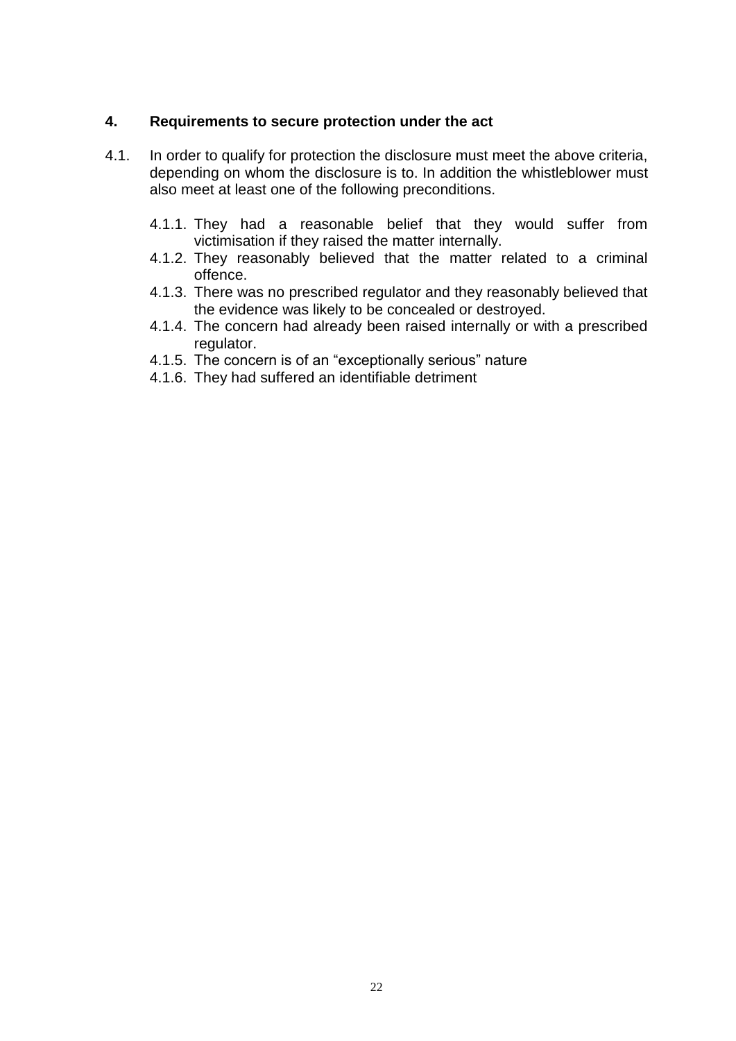## 4. Requirements to secure protection under the act

4.1. In order to qualify for protection the disclosure must meet the above criteria, depending on whom the disclosure is to. In addition the whistleblower must also meet at least one of the following preconditions.

- 4.1.1. They had a reasonable belief that they would suffer from victimisation if they raised the matter internally.
- 4.1.2. They reasonably believed that the matter related to a criminal offence.
- 4.1.3. There was no prescribed regulator and they reasonably believed that the evidence was likely to be concealed or destroyed.
- 4.1.4. The concern had already been raised internally or with a prescribed regulator.
- 4.1.5. The concern is of an "exceptionally serious" nature
- 4.1.6. They had suffered an identifiable detriment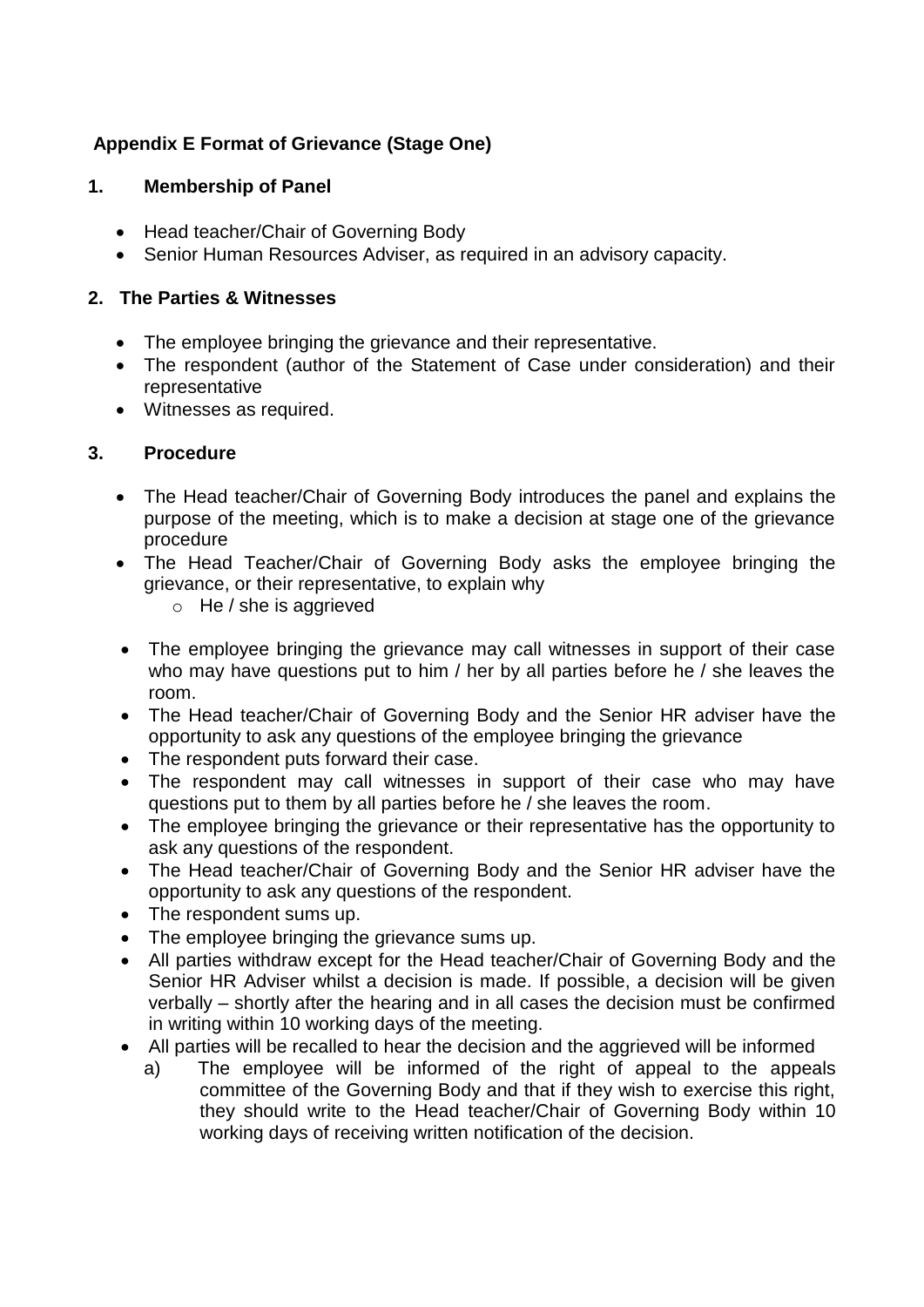**Appendix E Format of Grievance (Stage One)**

**1. Membership of Panel**

- Head teacher/Chair of Governing Body
- Senior Human Resources Adviser, as required in an advisory capacity.

**2. The Parties & Witnesses**

- The employee bringing the grievance and their representative.
- The respondent (author of the Statement of Case under consideration) and their representative
- Witnesses as required.

**3. Procedure**

- The Head teacher/Chair of Governing Body introduces the panel and explains the purpose of the meeting, which is to make a decision at stage one of the grievance procedure
- The Head Teacher/Chair of Governing Body asks the employee bringing the grievance, or their representative, to explain why
  - He / she is aggrieved
- The employee bringing the grievance may call witnesses in support of their case who may have questions put to him / her by all parties before he / she leaves the room.
- The Head teacher/Chair of Governing Body and the Senior HR adviser have the opportunity to ask any questions of the employee bringing the grievance
- The respondent puts forward their case.
- The respondent may call witnesses in support of their case who may have questions put to them by all parties before he / she leaves the room.
- The employee bringing the grievance or their representative has the opportunity to ask any questions of the respondent.
- The Head teacher/Chair of Governing Body and the Senior HR adviser have the opportunity to ask any questions of the respondent.
- The respondent sums up.
- The employee bringing the grievance sums up.
- All parties withdraw except for the Head teacher/Chair of Governing Body and the Senior HR Adviser whilst a decision is made. If possible, a decision will be given verbally – shortly after the hearing and in all cases the decision must be confirmed in writing within 10 working days of the meeting.
- All parties will be recalled to hear the decision and the aggrieved will be informed
  a) The employee will be informed of the right of appeal to the appeals committee of the Governing Body and that if they wish to exercise this right, they should write to the Head teacher/Chair of Governing Body within 10 working days of receiving written notification of the decision.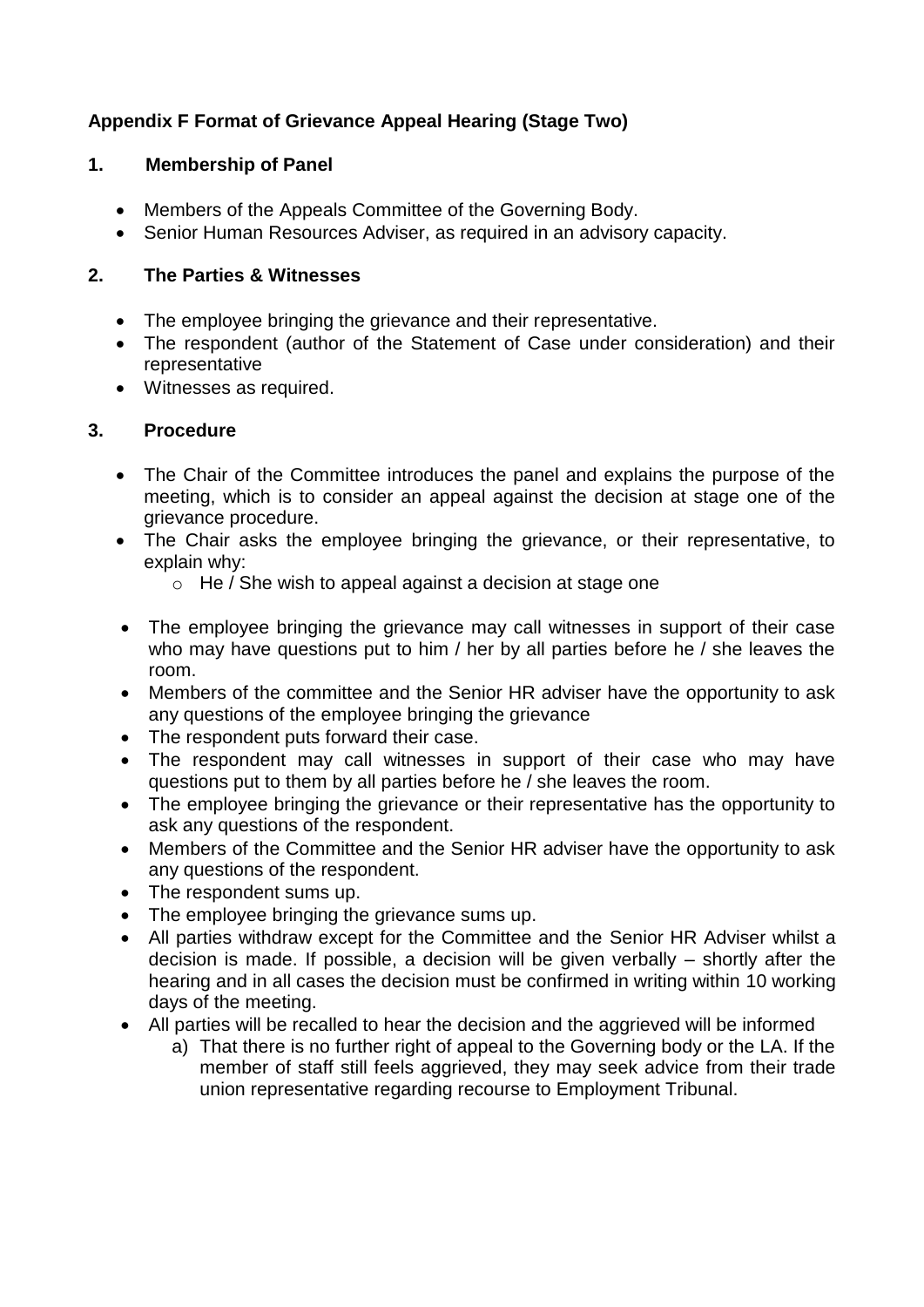**Appendix F Format of Grievance Appeal Hearing (Stage Two)**

**1. Membership of Panel**

- Members of the Appeals Committee of the Governing Body.
- Senior Human Resources Adviser, as required in an advisory capacity.

**2. The Parties & Witnesses**

- The employee bringing the grievance and their representative.
- The respondent (author of the Statement of Case under consideration) and their representative
- Witnesses as required.

**3. Procedure**

- The Chair of the Committee introduces the panel and explains the purpose of the meeting, which is to consider an appeal against the decision at stage one of the grievance procedure.
- The Chair asks the employee bringing the grievance, or their representative, to explain why:
  - He / She wish to appeal against a decision at stage one
- The employee bringing the grievance may call witnesses in support of their case who may have questions put to him / her by all parties before he / she leaves the room.
- Members of the committee and the Senior HR adviser have the opportunity to ask any questions of the employee bringing the grievance
- The respondent puts forward their case.
- The respondent may call witnesses in support of their case who may have questions put to them by all parties before he / she leaves the room.
- The employee bringing the grievance or their representative has the opportunity to ask any questions of the respondent.
- Members of the Committee and the Senior HR adviser have the opportunity to ask any questions of the respondent.
- The respondent sums up.
- The employee bringing the grievance sums up.
- All parties withdraw except for the Committee and the Senior HR Adviser whilst a decision is made. If possible, a decision will be given verbally – shortly after the hearing and in all cases the decision must be confirmed in writing within 10 working days of the meeting.
- All parties will be recalled to hear the decision and the aggrieved will be informed
  a) That there is no further right of appeal to the Governing body or the LA. If the member of staff still feels aggrieved, they may seek advice from their trade union representative regarding recourse to Employment Tribunal.